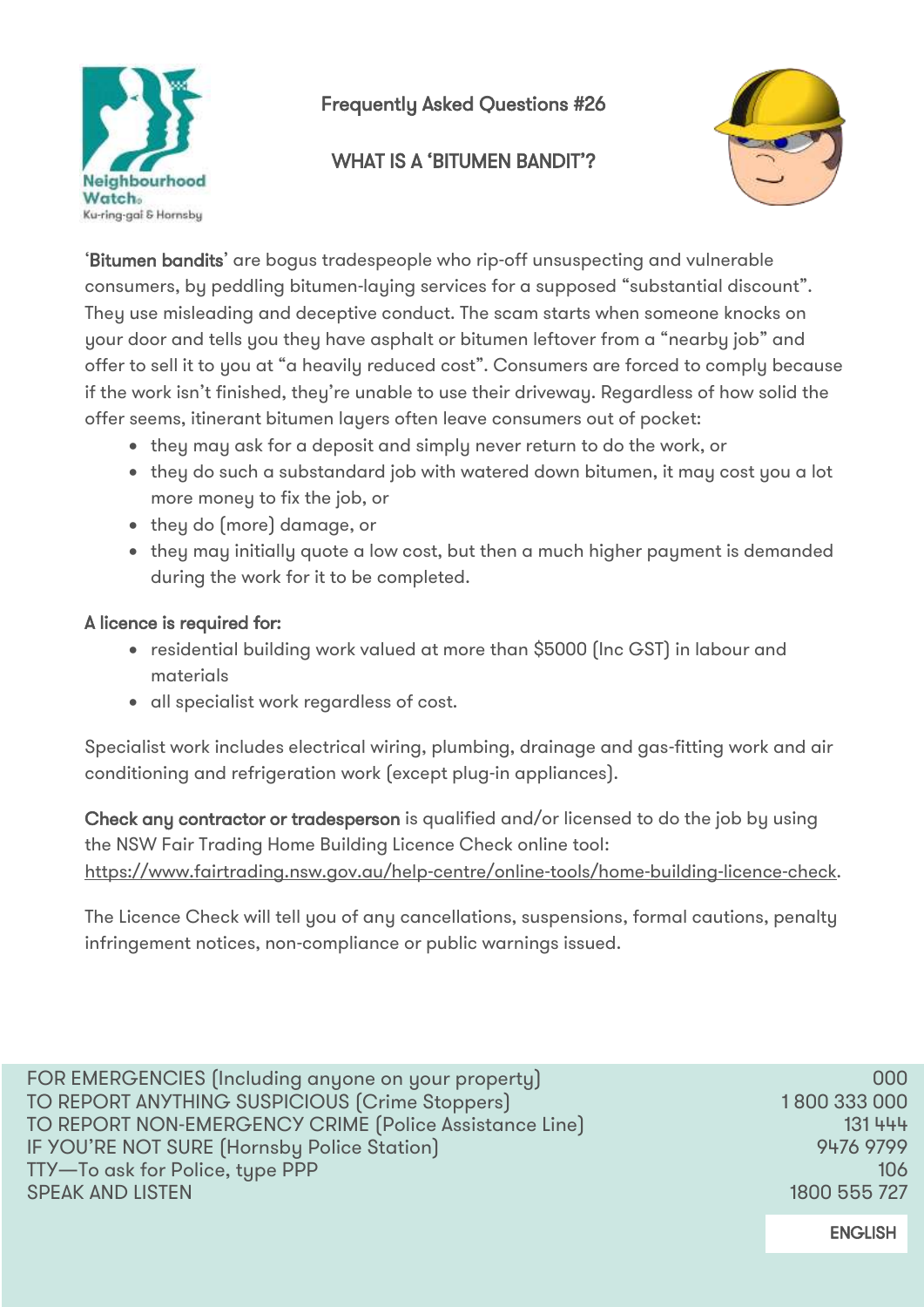Frequently Asked Questions #26

# WHAT IS A 'BITUMEN BANDIT'?

'**Bitumen bandits**' are bogus tradespeople who rip-off unsuspecting and vulnerable consumers, by peddling bitumen-laying services for a supposed "substantial discount". They use misleading and deceptive conduct. The scam starts when someone knocks on your door and tells you they have asphalt or bitumen leftover from a "nearby job" and offer to sell it to you at "a heavily reduced cost". Consumers are forced to comply because if the work isn't finished, they're unable to use their driveway. Regardless of how solid the offer seems, itinerant bitumen layers often leave consumers out of pocket:

- they may ask for a deposit and simply never return to do the work, or
- they do such a substandard job with watered down bitumen, it may cost you a lot more money to fix the job, or
- they do (more) damage, or
- they may initially quote a low cost, but then a much higher payment is demanded during the work for it to be completed.

**A licence is required for:**

- residential building work valued at more than $5000 (Inc GST) in labour and materials
- all specialist work regardless of cost.

Specialist work includes electrical wiring, plumbing, drainage and gas-fitting work and air conditioning and refrigeration work (except plug-in appliances).

**Check any contractor or tradesperson** is qualified and/or licensed to do the job by using the NSW Fair Trading Home Building Licence Check online tool: https://www.fairtrading.nsw.gov.au/help-centre/online-tools/home-building-licence-check.

The Licence Check will tell you of any cancellations, suspensions, formal cautions, penalty infringement notices, non-compliance or public warnings issued.

| | |
|---|---|
| FOR EMERGENCIES (Including anyone on your property) | 000 |
| TO REPORT ANYTHING SUSPICIOUS (Crime Stoppers) | 1 800 333 000 |
| TO REPORT NON-EMERGENCY CRIME (Police Assistance Line) | 131 444 |
| IF YOU'RE NOT SURE (Hornsby Police Station) | 9476 9799 |
| TTY—To ask for Police, type PPP | 106 |
| SPEAK AND LISTEN | 1800 555 727 |

ENGLISH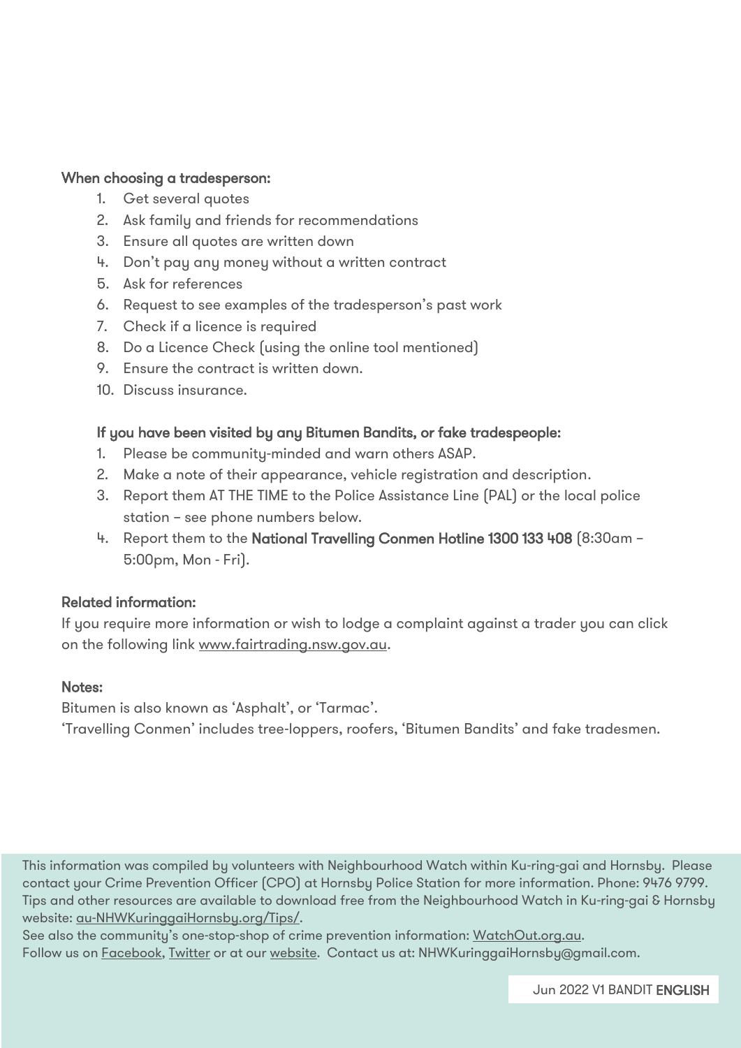**When choosing a tradesperson:**

1. Get several quotes
2. Ask family and friends for recommendations
3. Ensure all quotes are written down
4. Don't pay any money without a written contract
5. Ask for references
6. Request to see examples of the tradesperson's past work
7. Check if a licence is required
8. Do a Licence Check (using the online tool mentioned)
9. Ensure the contract is written down.
10. Discuss insurance.

**If you have been visited by any Bitumen Bandits, or fake tradespeople:**

1. Please be community-minded and warn others ASAP.
2. Make a note of their appearance, vehicle registration and description.
3. Report them AT THE TIME to the Police Assistance Line (PAL) or the local police station – see phone numbers below.
4. Report them to the **National Travelling Conmen Hotline 1300 133 408** (8:30am – 5:00pm, Mon - Fri).

**Related information:**

If you require more information or wish to lodge a complaint against a trader you can click on the following link www.fairtrading.nsw.gov.au.

**Notes:**

Bitumen is also known as 'Asphalt', or 'Tarmac'.

'Travelling Conmen' includes tree-loppers, roofers, 'Bitumen Bandits' and fake tradesmen.

This information was compiled by volunteers with Neighbourhood Watch within Ku-ring-gai and Hornsby. Please contact your Crime Prevention Officer (CPO) at Hornsby Police Station for more information. Phone: 9476 9799. Tips and other resources are available to download free from the Neighbourhood Watch in Ku-ring-gai & Hornsby website: au-NHWKuringgaiHornsby.org/Tips/.

See also the community's one-stop-shop of crime prevention information: WatchOut.org.au.

Follow us on Facebook, Twitter or at our website. Contact us at: NHWKuringgaiHornsby@gmail.com.

Jun 2022 V1 BANDIT **ENGLISH**